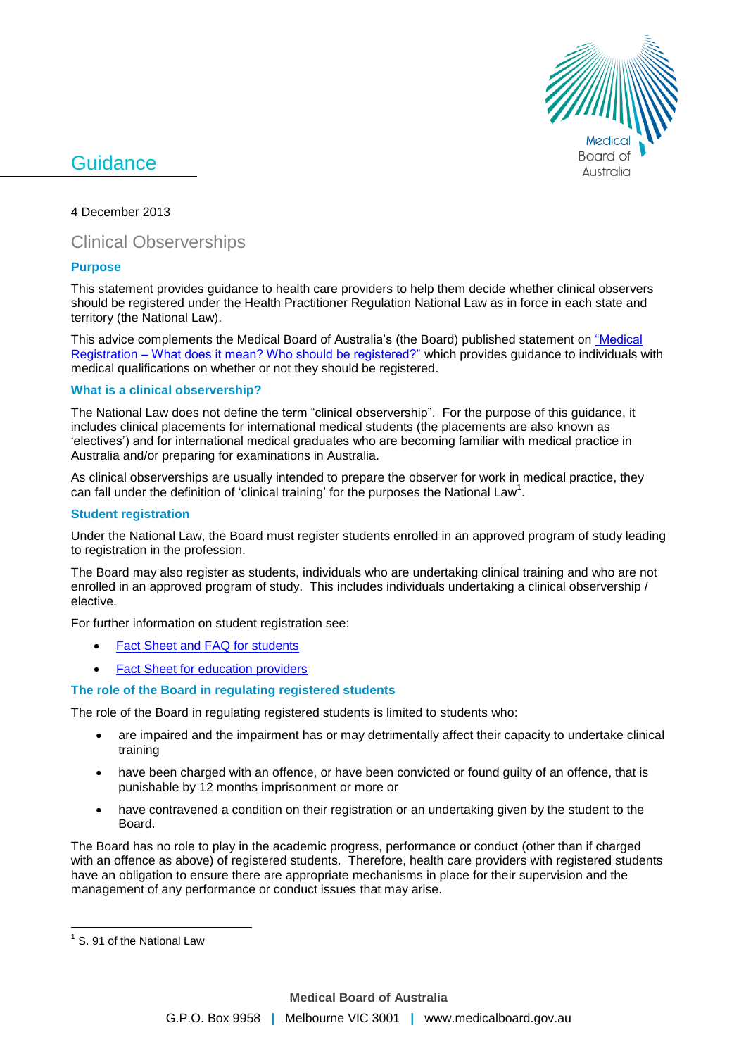# Guidance

4 December 2013

## Clinical Observerships

### Purpose

This statement provides guidance to health care providers to help them decide whether clinical observers should be registered under the Health Practitioner Regulation National Law as in force in each state and territory (the National Law).

This advice complements the Medical Board of Australia's (the Board) published statement on "Medical Registration – What does it mean? Who should be registered?" which provides guidance to individuals with medical qualifications on whether or not they should be registered.

### What is a clinical observership?

The National Law does not define the term "clinical observership". For the purpose of this guidance, it includes clinical placements for international medical students (the placements are also known as 'electives') and for international medical graduates who are becoming familiar with medical practice in Australia and/or preparing for examinations in Australia.

As clinical observerships are usually intended to prepare the observer for work in medical practice, they can fall under the definition of 'clinical training' for the purposes the National Law[1].

### Student registration

Under the National Law, the Board must register students enrolled in an approved program of study leading to registration in the profession.

The Board may also register as students, individuals who are undertaking clinical training and who are not enrolled in an approved program of study. This includes individuals undertaking a clinical observership / elective.

For further information on student registration see:

- Fact Sheet and FAQ for students
- Fact Sheet for education providers

### The role of the Board in regulating registered students

The role of the Board in regulating registered students is limited to students who:

- are impaired and the impairment has or may detrimentally affect their capacity to undertake clinical training
- have been charged with an offence, or have been convicted or found guilty of an offence, that is punishable by 12 months imprisonment or more or
- have contravened a condition on their registration or an undertaking given by the student to the Board.

The Board has no role to play in the academic progress, performance or conduct (other than if charged with an offence as above) of registered students. Therefore, health care providers with registered students have an obligation to ensure there are appropriate mechanisms in place for their supervision and the management of any performance or conduct issues that may arise.

[1] S. 91 of the National Law

Medical Board of Australia
G.P.O. Box 9958 | Melbourne VIC 3001 | www.medicalboard.gov.au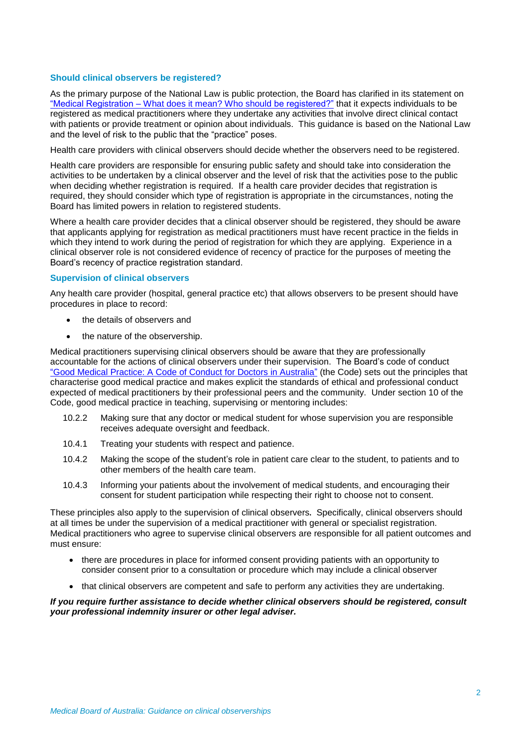### Should clinical observers be registered?

As the primary purpose of the National Law is public protection, the Board has clarified in its statement on "Medical Registration – What does it mean? Who should be registered?" that it expects individuals to be registered as medical practitioners where they undertake any activities that involve direct clinical contact with patients or provide treatment or opinion about individuals. This guidance is based on the National Law and the level of risk to the public that the "practice" poses.

Health care providers with clinical observers should decide whether the observers need to be registered.

Health care providers are responsible for ensuring public safety and should take into consideration the activities to be undertaken by a clinical observer and the level of risk that the activities pose to the public when deciding whether registration is required. If a health care provider decides that registration is required, they should consider which type of registration is appropriate in the circumstances, noting the Board has limited powers in relation to registered students.

Where a health care provider decides that a clinical observer should be registered, they should be aware that applicants applying for registration as medical practitioners must have recent practice in the fields in which they intend to work during the period of registration for which they are applying. Experience in a clinical observer role is not considered evidence of recency of practice for the purposes of meeting the Board's recency of practice registration standard.

### Supervision of clinical observers

Any health care provider (hospital, general practice etc) that allows observers to be present should have procedures in place to record:

- the details of observers and
- the nature of the observership.

Medical practitioners supervising clinical observers should be aware that they are professionally accountable for the actions of clinical observers under their supervision. The Board's code of conduct "Good Medical Practice: A Code of Conduct for Doctors in Australia" (the Code) sets out the principles that characterise good medical practice and makes explicit the standards of ethical and professional conduct expected of medical practitioners by their professional peers and the community. Under section 10 of the Code, good medical practice in teaching, supervising or mentoring includes:

10.2.2 Making sure that any doctor or medical student for whose supervision you are responsible receives adequate oversight and feedback.

10.4.1 Treating your students with respect and patience.

10.4.2 Making the scope of the student's role in patient care clear to the student, to patients and to other members of the health care team.

10.4.3 Informing your patients about the involvement of medical students, and encouraging their consent for student participation while respecting their right to choose not to consent.

These principles also apply to the supervision of clinical observers. Specifically, clinical observers should at all times be under the supervision of a medical practitioner with general or specialist registration. Medical practitioners who agree to supervise clinical observers are responsible for all patient outcomes and must ensure:

- there are procedures in place for informed consent providing patients with an opportunity to consider consent prior to a consultation or procedure which may include a clinical observer
- that clinical observers are competent and safe to perform any activities they are undertaking.

***If you require further assistance to decide whether clinical observers should be registered, consult your professional indemnity insurer or other legal adviser.***